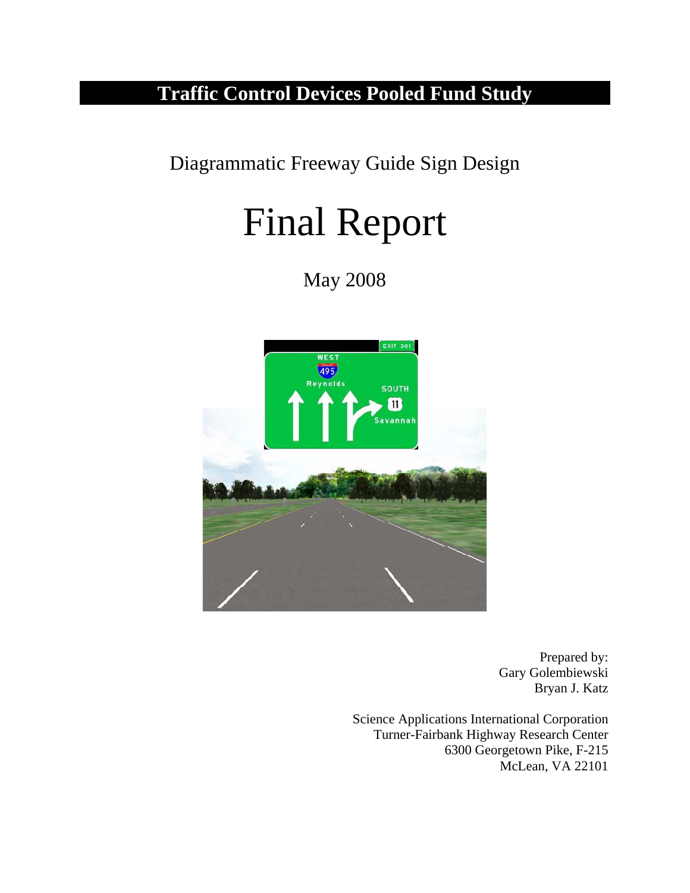# Traffic Control Devices Pooled Fund Study

## Diagrammatic Freeway Guide Sign Design

# Final Report

May 2008

Prepared by:
Gary Golembiewski
Bryan J. Katz

Science Applications International Corporation
Turner-Fairbank Highway Research Center
6300 Georgetown Pike, F-215
McLean, VA 22101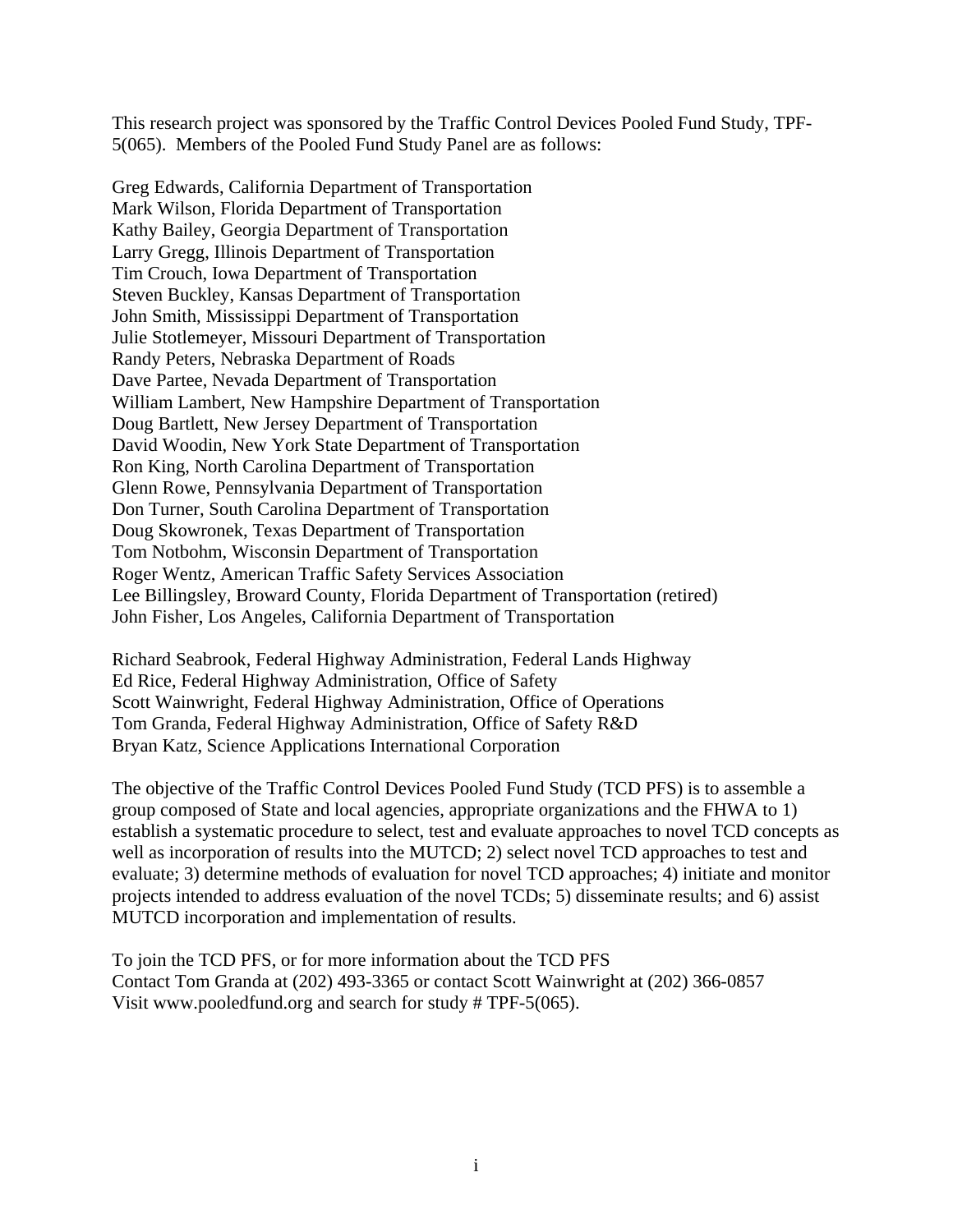This research project was sponsored by the Traffic Control Devices Pooled Fund Study, TPF-5(065). Members of the Pooled Fund Study Panel are as follows:

Greg Edwards, California Department of Transportation  
Mark Wilson, Florida Department of Transportation  
Kathy Bailey, Georgia Department of Transportation  
Larry Gregg, Illinois Department of Transportation  
Tim Crouch, Iowa Department of Transportation  
Steven Buckley, Kansas Department of Transportation  
John Smith, Mississippi Department of Transportation  
Julie Stotlemeyer, Missouri Department of Transportation  
Randy Peters, Nebraska Department of Roads  
Dave Partee, Nevada Department of Transportation  
William Lambert, New Hampshire Department of Transportation  
Doug Bartlett, New Jersey Department of Transportation  
David Woodin, New York State Department of Transportation  
Ron King, North Carolina Department of Transportation  
Glenn Rowe, Pennsylvania Department of Transportation  
Don Turner, South Carolina Department of Transportation  
Doug Skowronek, Texas Department of Transportation  
Tom Notbohm, Wisconsin Department of Transportation  
Roger Wentz, American Traffic Safety Services Association  
Lee Billingsley, Broward County, Florida Department of Transportation (retired)  
John Fisher, Los Angeles, California Department of Transportation

Richard Seabrook, Federal Highway Administration, Federal Lands Highway  
Ed Rice, Federal Highway Administration, Office of Safety  
Scott Wainwright, Federal Highway Administration, Office of Operations  
Tom Granda, Federal Highway Administration, Office of Safety R&D  
Bryan Katz, Science Applications International Corporation

The objective of the Traffic Control Devices Pooled Fund Study (TCD PFS) is to assemble a group composed of State and local agencies, appropriate organizations and the FHWA to 1) establish a systematic procedure to select, test and evaluate approaches to novel TCD concepts as well as incorporation of results into the MUTCD; 2) select novel TCD approaches to test and evaluate; 3) determine methods of evaluation for novel TCD approaches; 4) initiate and monitor projects intended to address evaluation of the novel TCDs; 5) disseminate results; and 6) assist MUTCD incorporation and implementation of results.

To join the TCD PFS, or for more information about the TCD PFS  
Contact Tom Granda at (202) 493-3365 or contact Scott Wainwright at (202) 366-0857  
Visit www.pooledfund.org and search for study # TPF-5(065).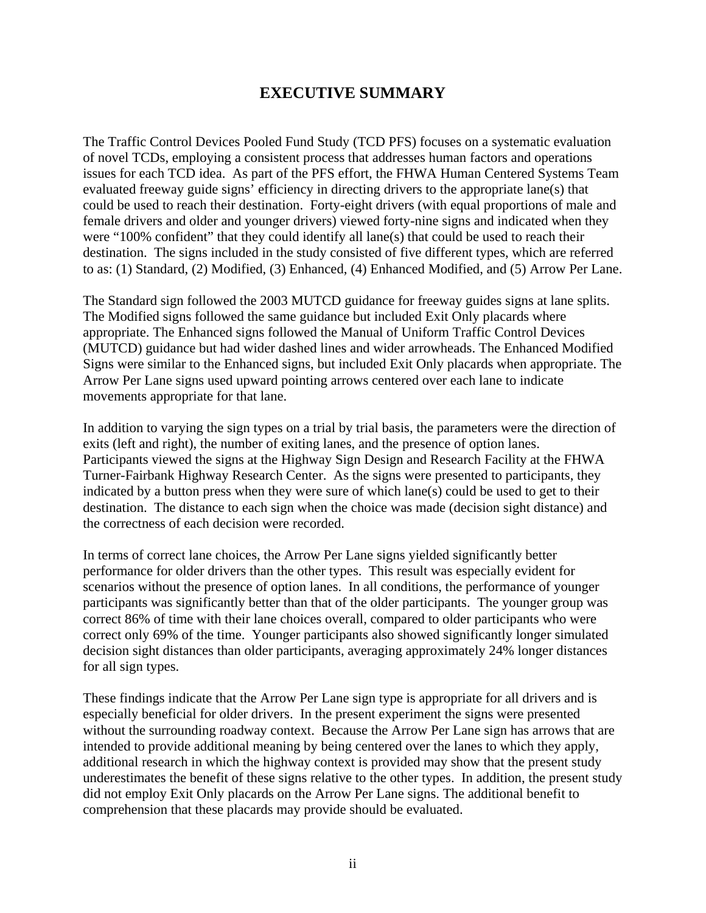# EXECUTIVE SUMMARY

The Traffic Control Devices Pooled Fund Study (TCD PFS) focuses on a systematic evaluation of novel TCDs, employing a consistent process that addresses human factors and operations issues for each TCD idea. As part of the PFS effort, the FHWA Human Centered Systems Team evaluated freeway guide signs' efficiency in directing drivers to the appropriate lane(s) that could be used to reach their destination. Forty-eight drivers (with equal proportions of male and female drivers and older and younger drivers) viewed forty-nine signs and indicated when they were "100% confident" that they could identify all lane(s) that could be used to reach their destination. The signs included in the study consisted of five different types, which are referred to as: (1) Standard, (2) Modified, (3) Enhanced, (4) Enhanced Modified, and (5) Arrow Per Lane.

The Standard sign followed the 2003 MUTCD guidance for freeway guides signs at lane splits. The Modified signs followed the same guidance but included Exit Only placards where appropriate. The Enhanced signs followed the Manual of Uniform Traffic Control Devices (MUTCD) guidance but had wider dashed lines and wider arrowheads. The Enhanced Modified Signs were similar to the Enhanced signs, but included Exit Only placards when appropriate. The Arrow Per Lane signs used upward pointing arrows centered over each lane to indicate movements appropriate for that lane.

In addition to varying the sign types on a trial by trial basis, the parameters were the direction of exits (left and right), the number of exiting lanes, and the presence of option lanes. Participants viewed the signs at the Highway Sign Design and Research Facility at the FHWA Turner-Fairbank Highway Research Center. As the signs were presented to participants, they indicated by a button press when they were sure of which lane(s) could be used to get to their destination. The distance to each sign when the choice was made (decision sight distance) and the correctness of each decision were recorded.

In terms of correct lane choices, the Arrow Per Lane signs yielded significantly better performance for older drivers than the other types. This result was especially evident for scenarios without the presence of option lanes. In all conditions, the performance of younger participants was significantly better than that of the older participants. The younger group was correct 86% of time with their lane choices overall, compared to older participants who were correct only 69% of the time. Younger participants also showed significantly longer simulated decision sight distances than older participants, averaging approximately 24% longer distances for all sign types.

These findings indicate that the Arrow Per Lane sign type is appropriate for all drivers and is especially beneficial for older drivers. In the present experiment the signs were presented without the surrounding roadway context. Because the Arrow Per Lane sign has arrows that are intended to provide additional meaning by being centered over the lanes to which they apply, additional research in which the highway context is provided may show that the present study underestimates the benefit of these signs relative to the other types. In addition, the present study did not employ Exit Only placards on the Arrow Per Lane signs. The additional benefit to comprehension that these placards may provide should be evaluated.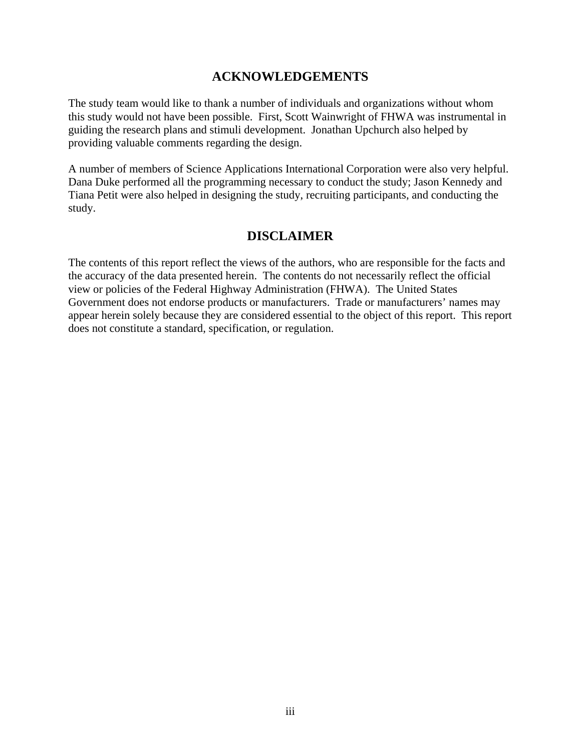# ACKNOWLEDGEMENTS

The study team would like to thank a number of individuals and organizations without whom this study would not have been possible. First, Scott Wainwright of FHWA was instrumental in guiding the research plans and stimuli development. Jonathan Upchurch also helped by providing valuable comments regarding the design.

A number of members of Science Applications International Corporation were also very helpful. Dana Duke performed all the programming necessary to conduct the study; Jason Kennedy and Tiana Petit were also helped in designing the study, recruiting participants, and conducting the study.

# DISCLAIMER

The contents of this report reflect the views of the authors, who are responsible for the facts and the accuracy of the data presented herein. The contents do not necessarily reflect the official view or policies of the Federal Highway Administration (FHWA). The United States Government does not endorse products or manufacturers. Trade or manufacturers' names may appear herein solely because they are considered essential to the object of this report. This report does not constitute a standard, specification, or regulation.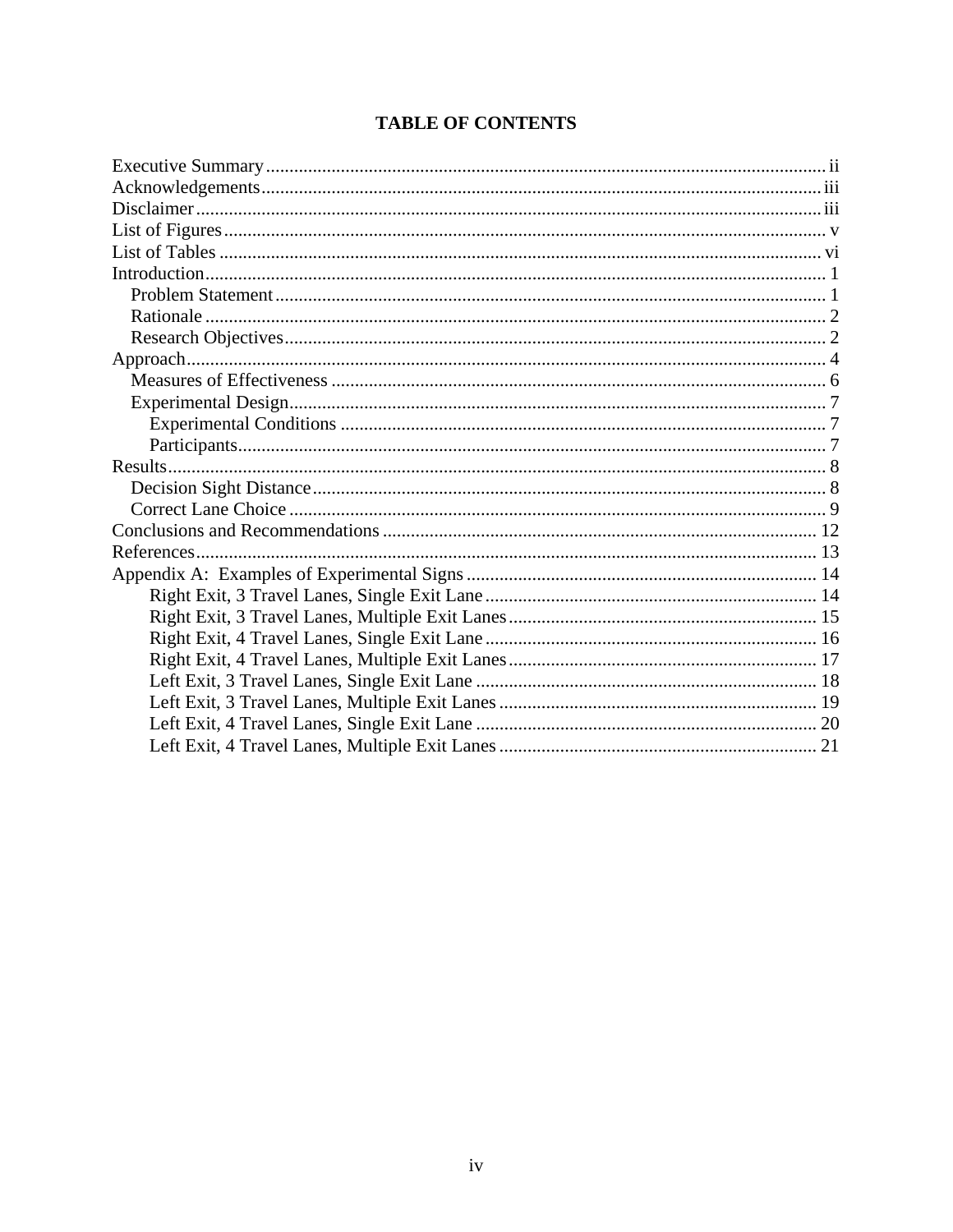# TABLE OF CONTENTS

Executive Summary ..... ii
Acknowledgements ..... iii
Disclaimer ..... iii
List of Figures ..... v
List of Tables ..... vi
Introduction ..... 1
  Problem Statement ..... 1
  Rationale ..... 2
  Research Objectives ..... 2
Approach ..... 4
  Measures of Effectiveness ..... 6
  Experimental Design ..... 7
    Experimental Conditions ..... 7
    Participants ..... 7
Results ..... 8
  Decision Sight Distance ..... 8
  Correct Lane Choice ..... 9
Conclusions and Recommendations ..... 12
References ..... 13
Appendix A: Examples of Experimental Signs ..... 14
    Right Exit, 3 Travel Lanes, Single Exit Lane ..... 14
    Right Exit, 3 Travel Lanes, Multiple Exit Lanes ..... 15
    Right Exit, 4 Travel Lanes, Single Exit Lane ..... 16
    Right Exit, 4 Travel Lanes, Multiple Exit Lanes ..... 17
    Left Exit, 3 Travel Lanes, Single Exit Lane ..... 18
    Left Exit, 3 Travel Lanes, Multiple Exit Lanes ..... 19
    Left Exit, 4 Travel Lanes, Single Exit Lane ..... 20
    Left Exit, 4 Travel Lanes, Multiple Exit Lanes ..... 21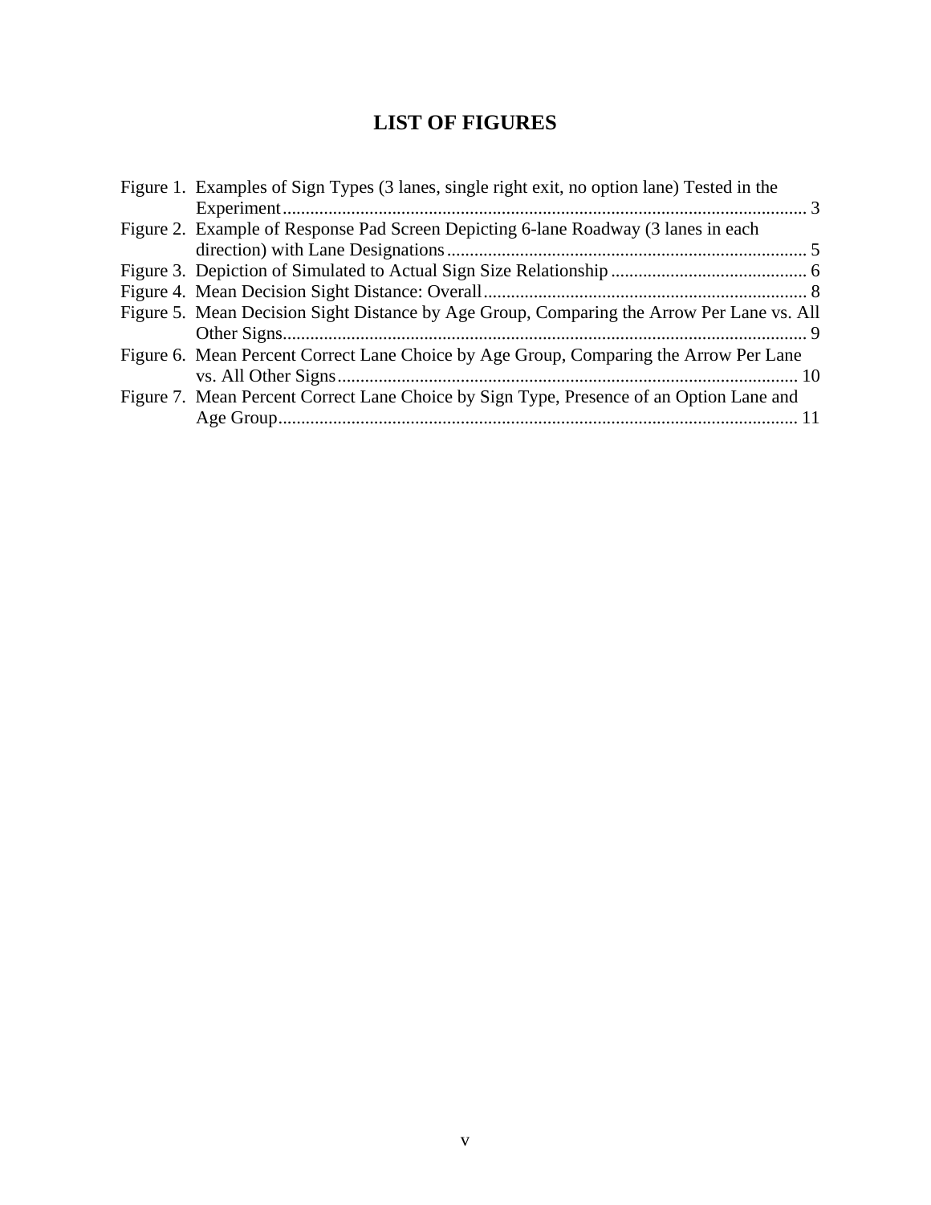# LIST OF FIGURES

Figure 1. Examples of Sign Types (3 lanes, single right exit, no option lane) Tested in the Experiment .................................................................................................................. 3

Figure 2. Example of Response Pad Screen Depicting 6-lane Roadway (3 lanes in each direction) with Lane Designations ............................................................................. 5

Figure 3. Depiction of Simulated to Actual Sign Size Relationship .......................................... 6

Figure 4. Mean Decision Sight Distance: Overall ...................................................................... 8

Figure 5. Mean Decision Sight Distance by Age Group, Comparing the Arrow Per Lane vs. All Other Signs .................................................................................................................. 9

Figure 6. Mean Percent Correct Lane Choice by Age Group, Comparing the Arrow Per Lane vs. All Other Signs .................................................................................................... 10

Figure 7. Mean Percent Correct Lane Choice by Sign Type, Presence of an Option Lane and Age Group ................................................................................................................. 11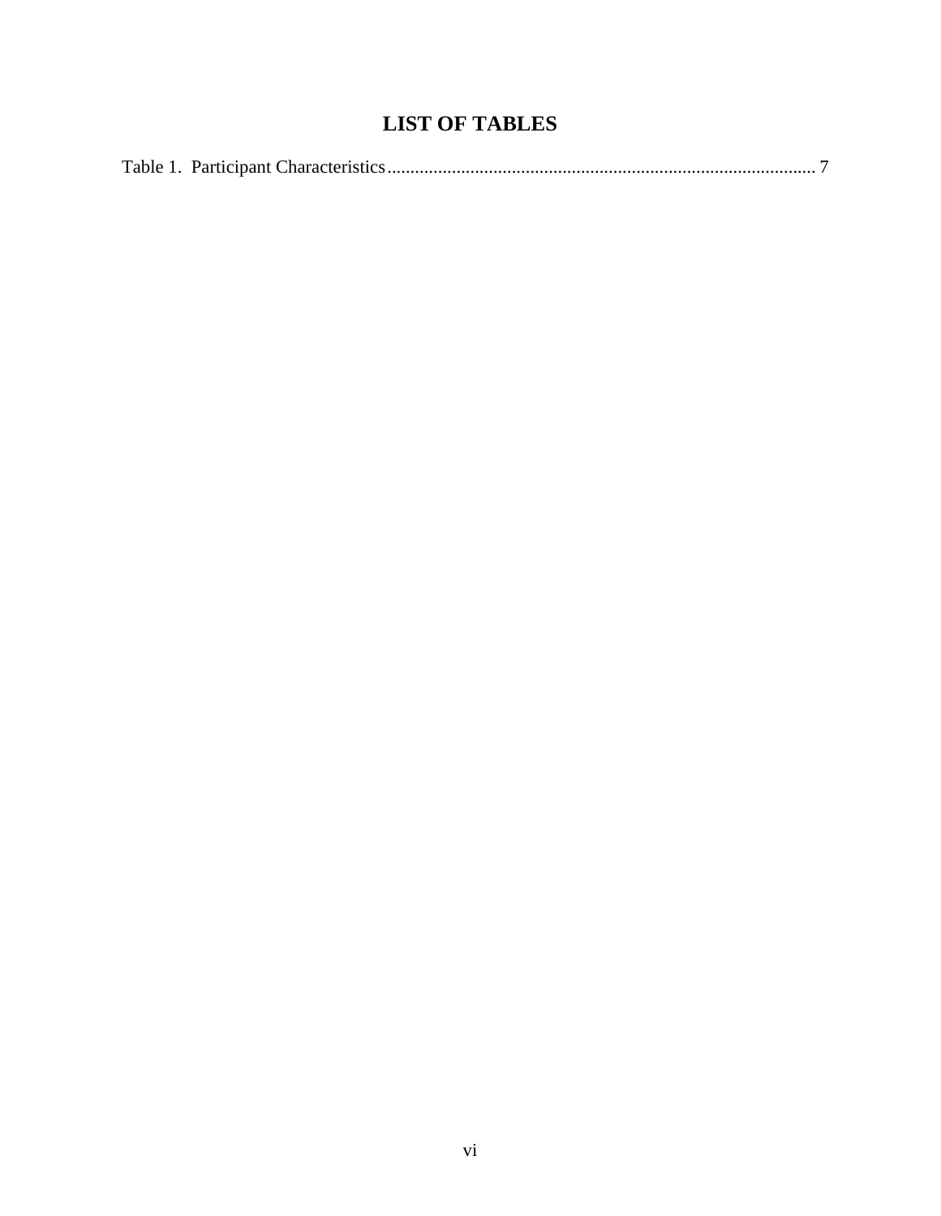# LIST OF TABLES

Table 1. Participant Characteristics ............................................................................................ 7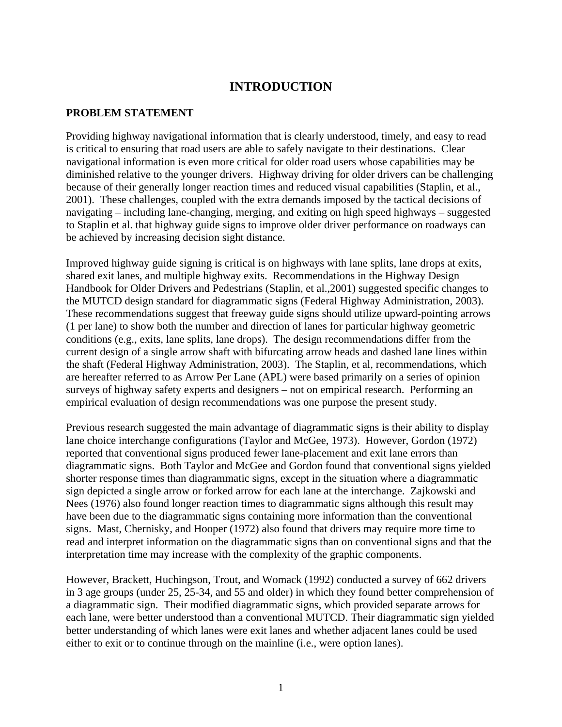# INTRODUCTION

## PROBLEM STATEMENT

Providing highway navigational information that is clearly understood, timely, and easy to read is critical to ensuring that road users are able to safely navigate to their destinations. Clear navigational information is even more critical for older road users whose capabilities may be diminished relative to the younger drivers. Highway driving for older drivers can be challenging because of their generally longer reaction times and reduced visual capabilities (Staplin, et al., 2001). These challenges, coupled with the extra demands imposed by the tactical decisions of navigating – including lane-changing, merging, and exiting on high speed highways – suggested to Staplin et al. that highway guide signs to improve older driver performance on roadways can be achieved by increasing decision sight distance.

Improved highway guide signing is critical is on highways with lane splits, lane drops at exits, shared exit lanes, and multiple highway exits. Recommendations in the Highway Design Handbook for Older Drivers and Pedestrians (Staplin, et al.,2001) suggested specific changes to the MUTCD design standard for diagrammatic signs (Federal Highway Administration, 2003). These recommendations suggest that freeway guide signs should utilize upward-pointing arrows (1 per lane) to show both the number and direction of lanes for particular highway geometric conditions (e.g., exits, lane splits, lane drops). The design recommendations differ from the current design of a single arrow shaft with bifurcating arrow heads and dashed lane lines within the shaft (Federal Highway Administration, 2003). The Staplin, et al, recommendations, which are hereafter referred to as Arrow Per Lane (APL) were based primarily on a series of opinion surveys of highway safety experts and designers – not on empirical research. Performing an empirical evaluation of design recommendations was one purpose the present study.

Previous research suggested the main advantage of diagrammatic signs is their ability to display lane choice interchange configurations (Taylor and McGee, 1973). However, Gordon (1972) reported that conventional signs produced fewer lane-placement and exit lane errors than diagrammatic signs. Both Taylor and McGee and Gordon found that conventional signs yielded shorter response times than diagrammatic signs, except in the situation where a diagrammatic sign depicted a single arrow or forked arrow for each lane at the interchange. Zajkowski and Nees (1976) also found longer reaction times to diagrammatic signs although this result may have been due to the diagrammatic signs containing more information than the conventional signs. Mast, Chernisky, and Hooper (1972) also found that drivers may require more time to read and interpret information on the diagrammatic signs than on conventional signs and that the interpretation time may increase with the complexity of the graphic components.

However, Brackett, Huchingson, Trout, and Womack (1992) conducted a survey of 662 drivers in 3 age groups (under 25, 25-34, and 55 and older) in which they found better comprehension of a diagrammatic sign. Their modified diagrammatic signs, which provided separate arrows for each lane, were better understood than a conventional MUTCD. Their diagrammatic sign yielded better understanding of which lanes were exit lanes and whether adjacent lanes could be used either to exit or to continue through on the mainline (i.e., were option lanes).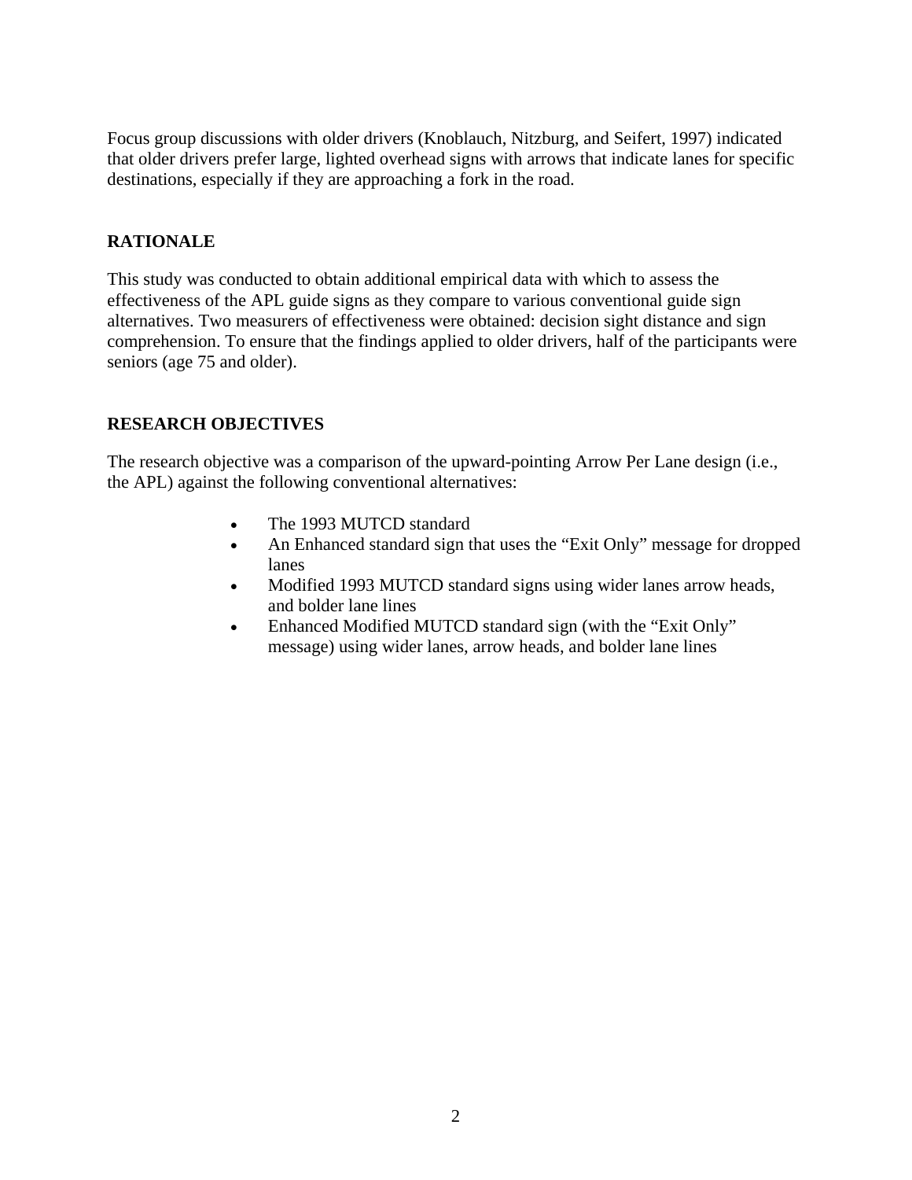Focus group discussions with older drivers (Knoblauch, Nitzburg, and Seifert, 1997) indicated that older drivers prefer large, lighted overhead signs with arrows that indicate lanes for specific destinations, especially if they are approaching a fork in the road.

## RATIONALE

This study was conducted to obtain additional empirical data with which to assess the effectiveness of the APL guide signs as they compare to various conventional guide sign alternatives. Two measurers of effectiveness were obtained: decision sight distance and sign comprehension. To ensure that the findings applied to older drivers, half of the participants were seniors (age 75 and older).

## RESEARCH OBJECTIVES

The research objective was a comparison of the upward-pointing Arrow Per Lane design (i.e., the APL) against the following conventional alternatives:

- The 1993 MUTCD standard
- An Enhanced standard sign that uses the "Exit Only" message for dropped lanes
- Modified 1993 MUTCD standard signs using wider lanes arrow heads, and bolder lane lines
- Enhanced Modified MUTCD standard sign (with the "Exit Only" message) using wider lanes, arrow heads, and bolder lane lines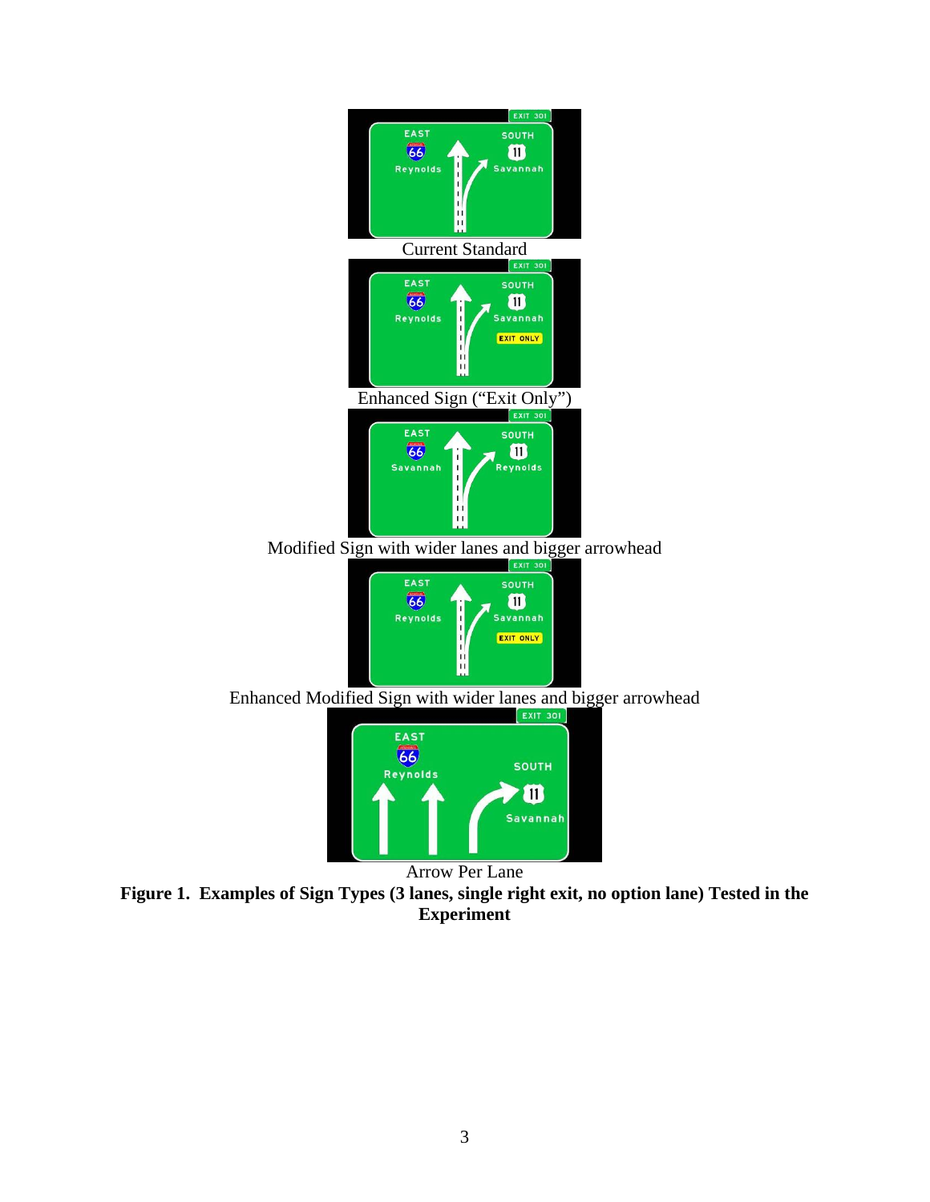Current Standard

Enhanced Sign (“Exit Only”)

Modified Sign with wider lanes and bigger arrowhead

Enhanced Modified Sign with wider lanes and bigger arrowhead

Arrow Per Lane

**Figure 1. Examples of Sign Types (3 lanes, single right exit, no option lane) Tested in the Experiment**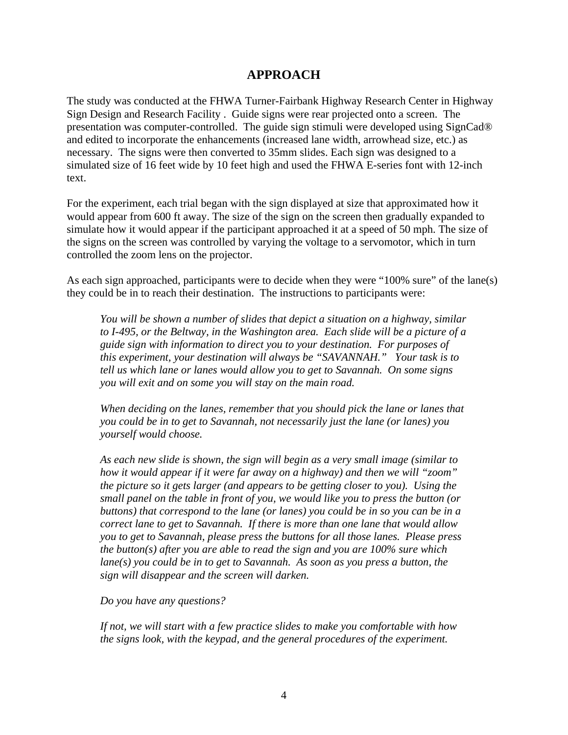# APPROACH

The study was conducted at the FHWA Turner-Fairbank Highway Research Center in Highway Sign Design and Research Facility . Guide signs were rear projected onto a screen. The presentation was computer-controlled. The guide sign stimuli were developed using SignCad® and edited to incorporate the enhancements (increased lane width, arrowhead size, etc.) as necessary. The signs were then converted to 35mm slides. Each sign was designed to a simulated size of 16 feet wide by 10 feet high and used the FHWA E-series font with 12-inch text.

For the experiment, each trial began with the sign displayed at size that approximated how it would appear from 600 ft away. The size of the sign on the screen then gradually expanded to simulate how it would appear if the participant approached it at a speed of 50 mph. The size of the signs on the screen was controlled by varying the voltage to a servomotor, which in turn controlled the zoom lens on the projector.

As each sign approached, participants were to decide when they were "100% sure" of the lane(s) they could be in to reach their destination. The instructions to participants were:

> *You will be shown a number of slides that depict a situation on a highway, similar to I-495, or the Beltway, in the Washington area. Each slide will be a picture of a guide sign with information to direct you to your destination. For purposes of this experiment, your destination will always be "SAVANNAH." Your task is to tell us which lane or lanes would allow you to get to Savannah. On some signs you will exit and on some you will stay on the main road.*
>
> *When deciding on the lanes, remember that you should pick the lane or lanes that you could be in to get to Savannah, not necessarily just the lane (or lanes) you yourself would choose.*
>
> *As each new slide is shown, the sign will begin as a very small image (similar to how it would appear if it were far away on a highway) and then we will "zoom" the picture so it gets larger (and appears to be getting closer to you). Using the small panel on the table in front of you, we would like you to press the button (or buttons) that correspond to the lane (or lanes) you could be in so you can be in a correct lane to get to Savannah. If there is more than one lane that would allow you to get to Savannah, please press the buttons for all those lanes. Please press the button(s) after you are able to read the sign and you are 100% sure which lane(s) you could be in to get to Savannah. As soon as you press a button, the sign will disappear and the screen will darken.*
>
> *Do you have any questions?*
>
> *If not, we will start with a few practice slides to make you comfortable with how the signs look, with the keypad, and the general procedures of the experiment.*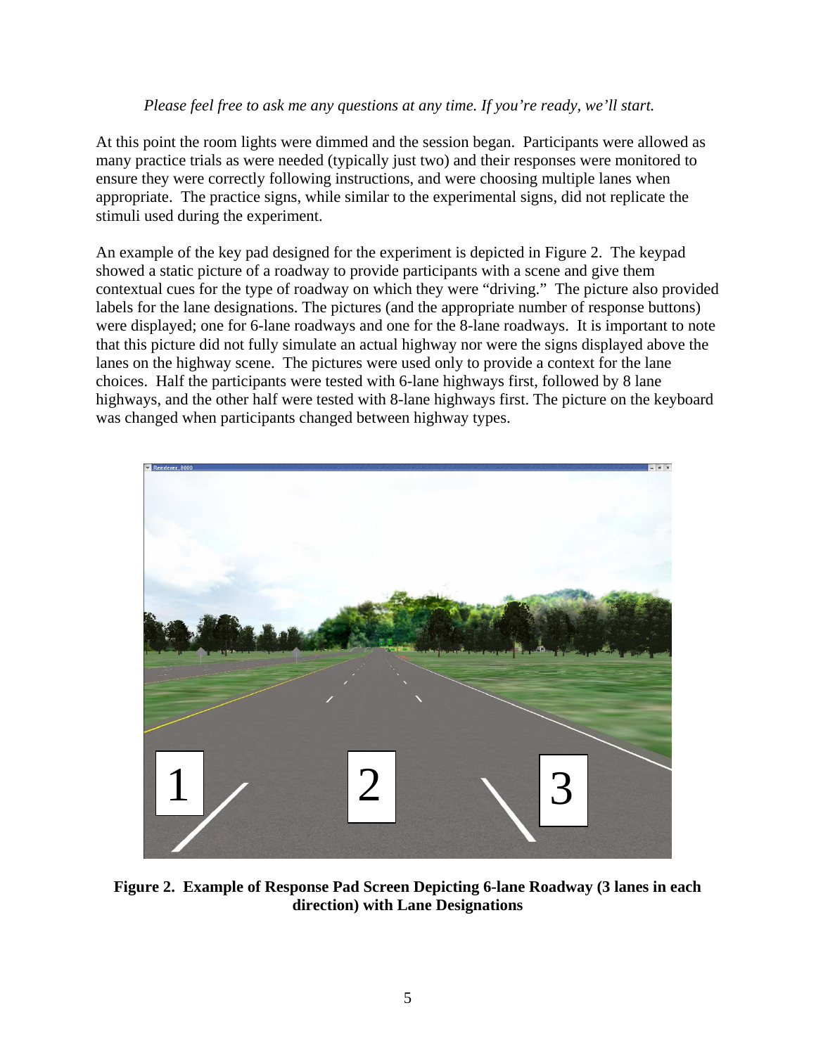*Please feel free to ask me any questions at any time. If you're ready, we'll start.*

At this point the room lights were dimmed and the session began. Participants were allowed as many practice trials as were needed (typically just two) and their responses were monitored to ensure they were correctly following instructions, and were choosing multiple lanes when appropriate. The practice signs, while similar to the experimental signs, did not replicate the stimuli used during the experiment.

An example of the key pad designed for the experiment is depicted in Figure 2. The keypad showed a static picture of a roadway to provide participants with a scene and give them contextual cues for the type of roadway on which they were "driving." The picture also provided labels for the lane designations. The pictures (and the appropriate number of response buttons) were displayed; one for 6-lane roadways and one for the 8-lane roadways. It is important to note that this picture did not fully simulate an actual highway nor were the signs displayed above the lanes on the highway scene. The pictures were used only to provide a context for the lane choices. Half the participants were tested with 6-lane highways first, followed by 8 lane highways, and the other half were tested with 8-lane highways first. The picture on the keyboard was changed when participants changed between highway types.

**Figure 2. Example of Response Pad Screen Depicting 6-lane Roadway (3 lanes in each direction) with Lane Designations**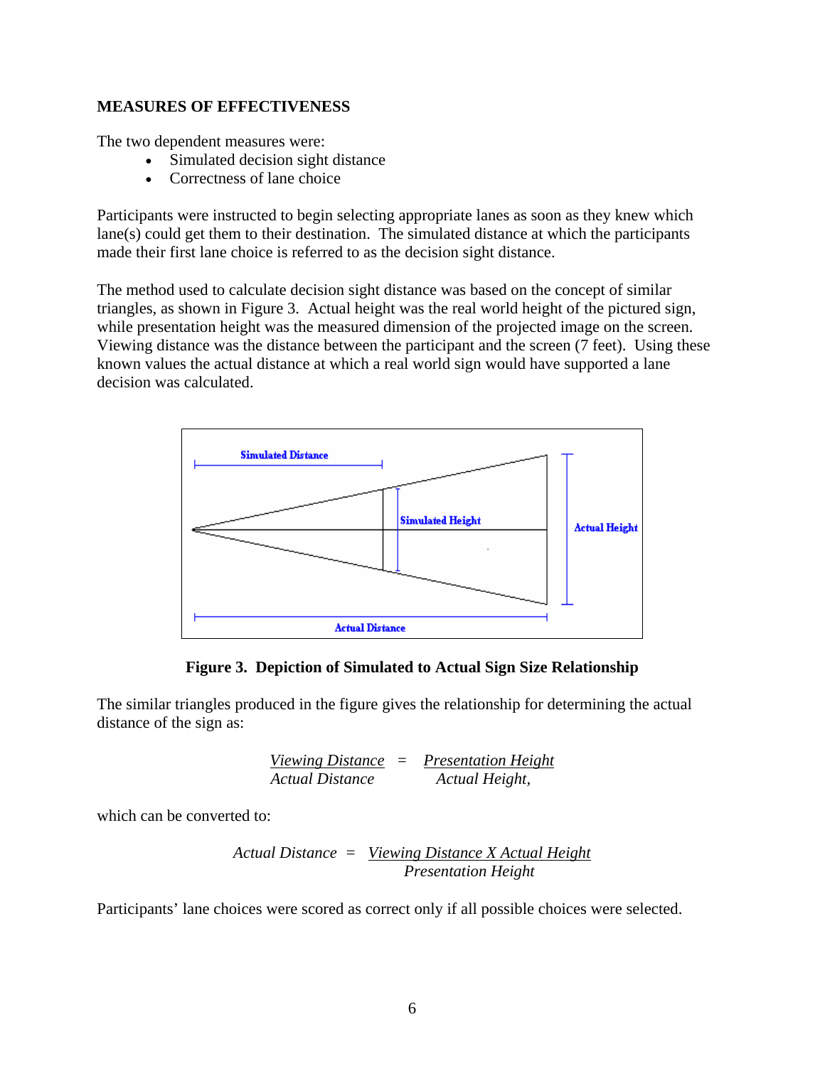**MEASURES OF EFFECTIVENESS**

The two dependent measures were:

- Simulated decision sight distance
- Correctness of lane choice

Participants were instructed to begin selecting appropriate lanes as soon as they knew which lane(s) could get them to their destination. The simulated distance at which the participants made their first lane choice is referred to as the decision sight distance.

The method used to calculate decision sight distance was based on the concept of similar triangles, as shown in Figure 3. Actual height was the real world height of the pictured sign, while presentation height was the measured dimension of the projected image on the screen. Viewing distance was the distance between the participant and the screen (7 feet). Using these known values the actual distance at which a real world sign would have supported a lane decision was calculated.

**Figure 3. Depiction of Simulated to Actual Sign Size Relationship**

The similar triangles produced in the figure gives the relationship for determining the actual distance of the sign as:

$$\frac{\textit{Viewing Distance}}{\textit{Actual Distance}} = \frac{\textit{Presentation Height}}{\textit{Actual Height}},$$

which can be converted to:

$$\textit{Actual Distance} = \frac{\textit{Viewing Distance X Actual Height}}{\textit{Presentation Height}}$$

Participants' lane choices were scored as correct only if all possible choices were selected.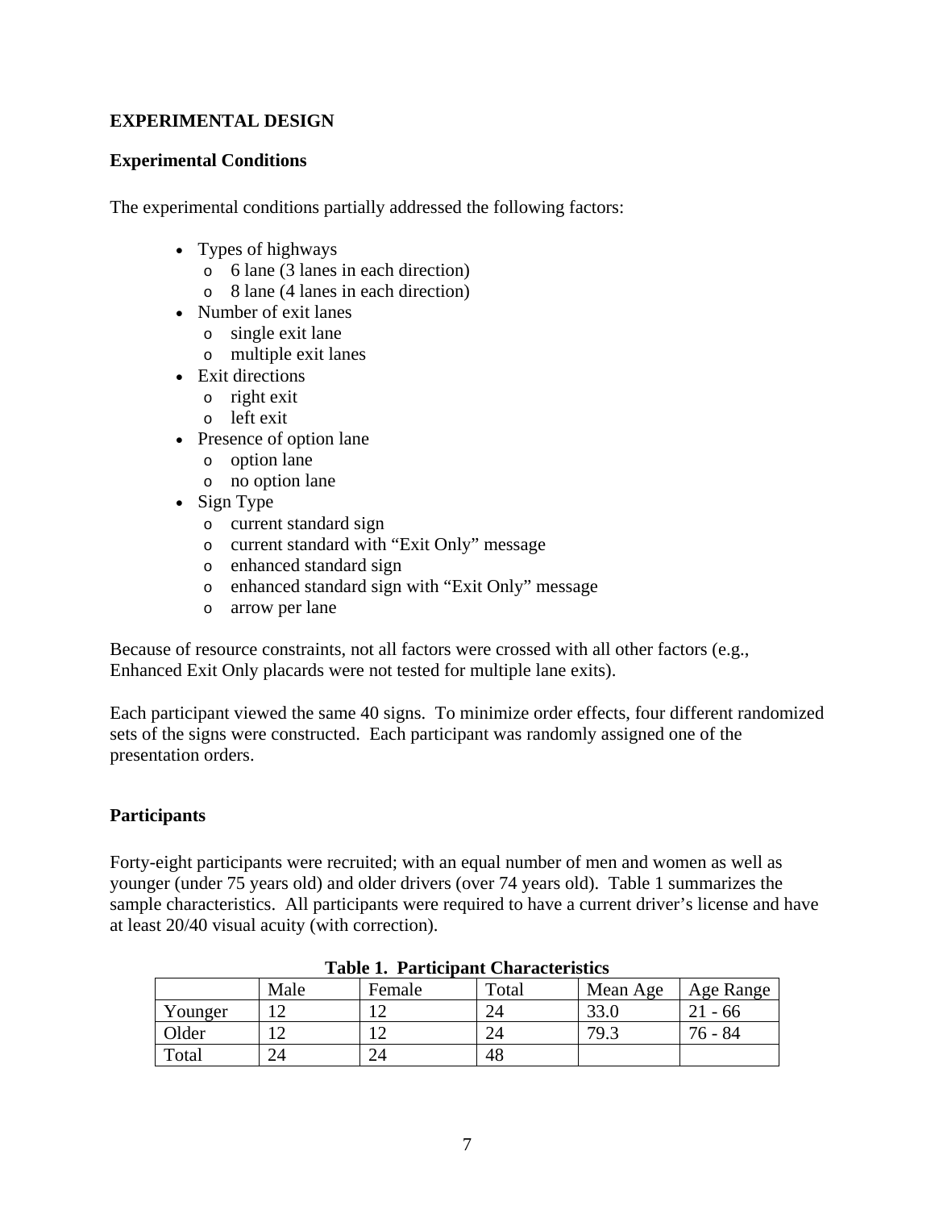## EXPERIMENTAL DESIGN

### Experimental Conditions

The experimental conditions partially addressed the following factors:

- Types of highways
  - 6 lane (3 lanes in each direction)
  - 8 lane (4 lanes in each direction)
- Number of exit lanes
  - single exit lane
  - multiple exit lanes
- Exit directions
  - right exit
  - left exit
- Presence of option lane
  - option lane
  - no option lane
- Sign Type
  - current standard sign
  - current standard with "Exit Only" message
  - enhanced standard sign
  - enhanced standard sign with "Exit Only" message
  - arrow per lane

Because of resource constraints, not all factors were crossed with all other factors (e.g., Enhanced Exit Only placards were not tested for multiple lane exits).

Each participant viewed the same 40 signs. To minimize order effects, four different randomized sets of the signs were constructed. Each participant was randomly assigned one of the presentation orders.

### Participants

Forty-eight participants were recruited; with an equal number of men and women as well as younger (under 75 years old) and older drivers (over 74 years old). Table 1 summarizes the sample characteristics. All participants were required to have a current driver's license and have at least 20/40 visual acuity (with correction).

**Table 1. Participant Characteristics**

| | Male | Female | Total | Mean Age | Age Range |
|---|---|---|---|---|---|
| Younger | 12 | 12 | 24 | 33.0 | 21 - 66 |
| Older | 12 | 12 | 24 | 79.3 | 76 - 84 |
| Total | 24 | 24 | 48 | | |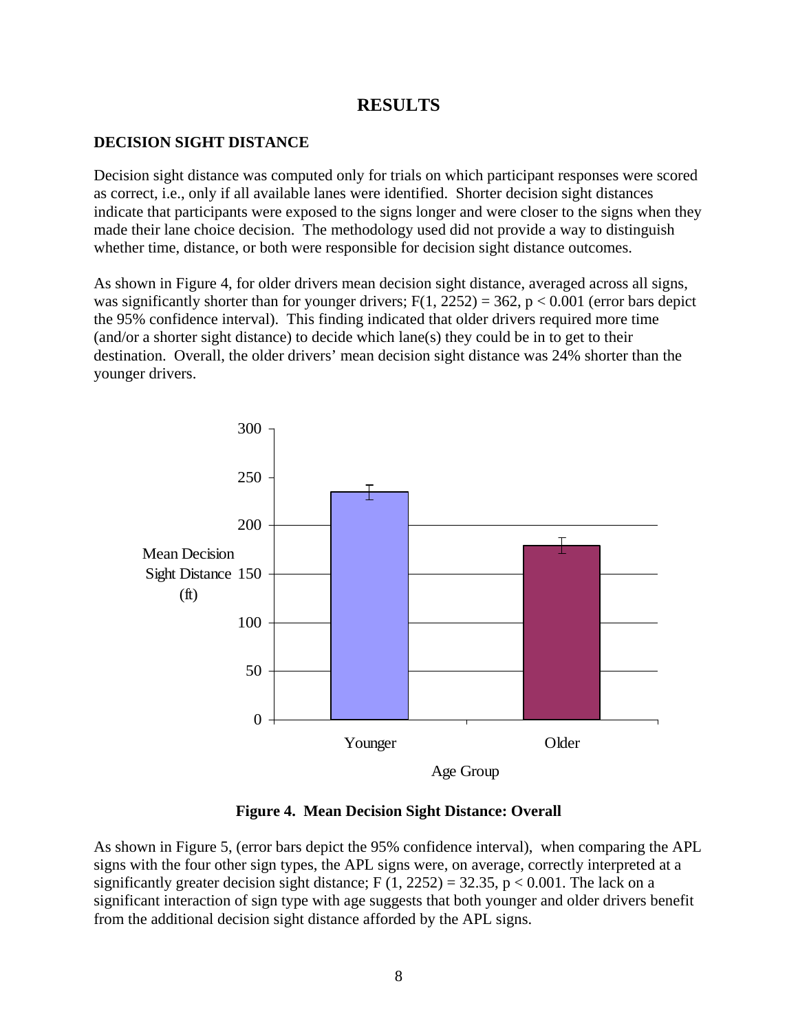# RESULTS

## DECISION SIGHT DISTANCE

Decision sight distance was computed only for trials on which participant responses were scored as correct, i.e., only if all available lanes were identified. Shorter decision sight distances indicate that participants were exposed to the signs longer and were closer to the signs when they made their lane choice decision. The methodology used did not provide a way to distinguish whether time, distance, or both were responsible for decision sight distance outcomes.

As shown in Figure 4, for older drivers mean decision sight distance, averaged across all signs, was significantly shorter than for younger drivers; $F(1, 2252) = 362$, $p < 0.001$ (error bars depict the 95% confidence interval). This finding indicated that older drivers required more time (and/or a shorter sight distance) to decide which lane(s) they could be in to get to their destination. Overall, the older drivers' mean decision sight distance was 24% shorter than the younger drivers.

**Figure 4. Mean Decision Sight Distance: Overall**

As shown in Figure 5, (error bars depict the 95% confidence interval), when comparing the APL signs with the four other sign types, the APL signs were, on average, correctly interpreted at a significantly greater decision sight distance; $F(1, 2252) = 32.35$, $p < 0.001$. The lack on a significant interaction of sign type with age suggests that both younger and older drivers benefit from the additional decision sight distance afforded by the APL signs.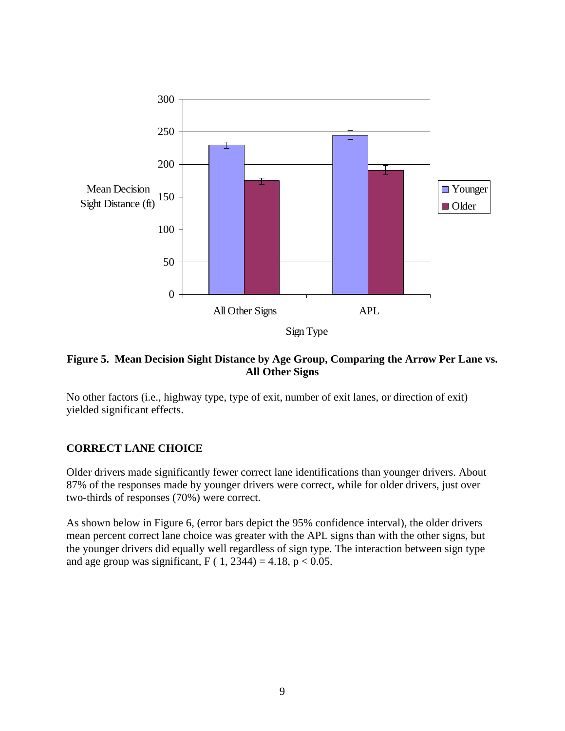**Figure 5. Mean Decision Sight Distance by Age Group, Comparing the Arrow Per Lane vs. All Other Signs**

No other factors (i.e., highway type, type of exit, number of exit lanes, or direction of exit) yielded significant effects.

## CORRECT LANE CHOICE

Older drivers made significantly fewer correct lane identifications than younger drivers. About 87% of the responses made by younger drivers were correct, while for older drivers, just over two-thirds of responses (70%) were correct.

As shown below in Figure 6, (error bars depict the 95% confidence interval), the older drivers mean percent correct lane choice was greater with the APL signs than with the other signs, but the younger drivers did equally well regardless of sign type. The interaction between sign type and age group was significant, $F(1, 2344) = 4.18$, $p < 0.05$.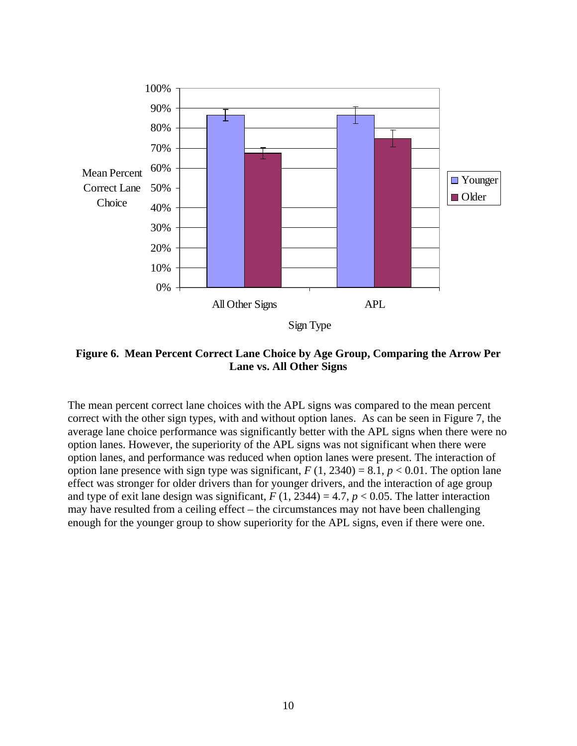**Figure 6. Mean Percent Correct Lane Choice by Age Group, Comparing the Arrow Per Lane vs. All Other Signs**

The mean percent correct lane choices with the APL signs was compared to the mean percent correct with the other sign types, with and without option lanes. As can be seen in Figure 7, the average lane choice performance was significantly better with the APL signs when there were no option lanes. However, the superiority of the APL signs was not significant when there were option lanes, and performance was reduced when option lanes were present. The interaction of option lane presence with sign type was significant, $F(1, 2340) = 8.1$, $p < 0.01$. The option lane effect was stronger for older drivers than for younger drivers, and the interaction of age group and type of exit lane design was significant, $F(1, 2344) = 4.7$, $p < 0.05$. The latter interaction may have resulted from a ceiling effect – the circumstances may not have been challenging enough for the younger group to show superiority for the APL signs, even if there were one.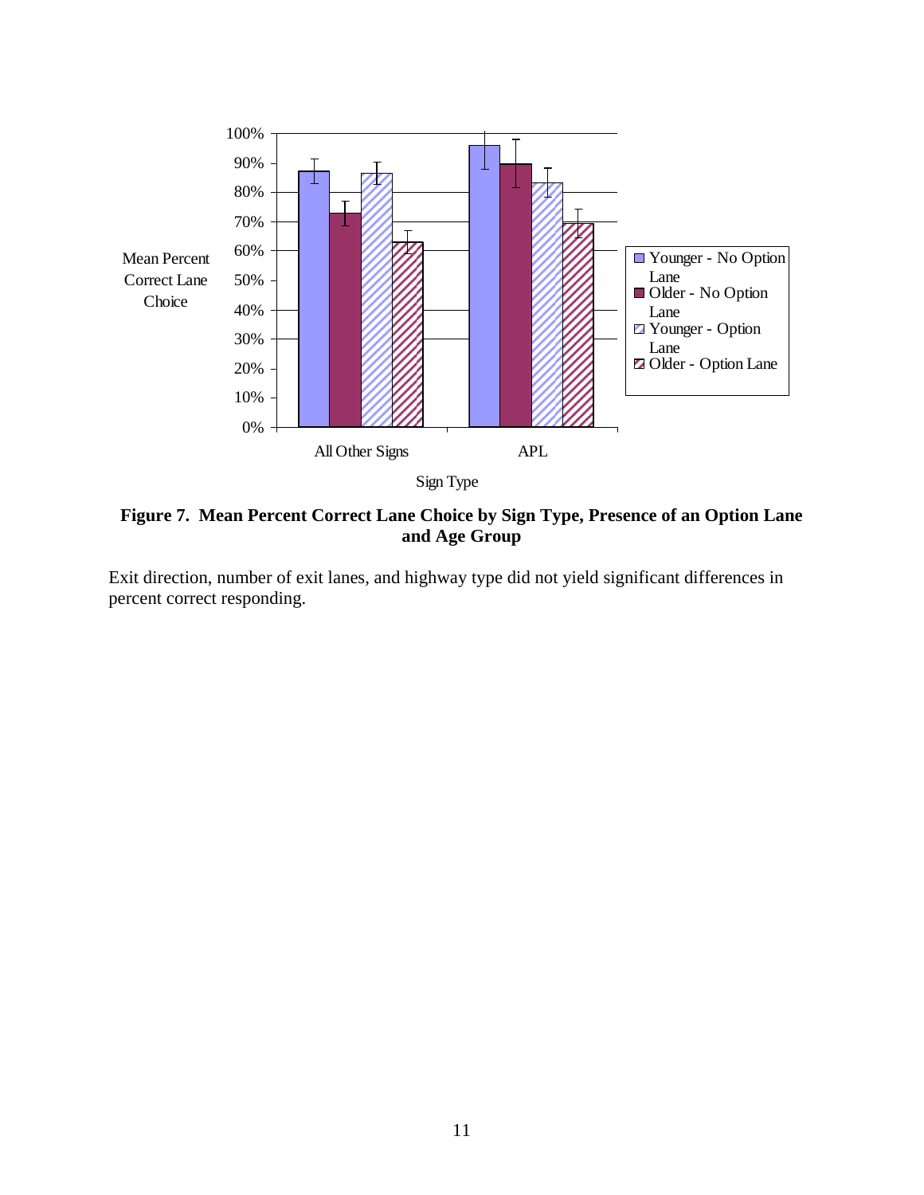**Figure 7. Mean Percent Correct Lane Choice by Sign Type, Presence of an Option Lane and Age Group**

Exit direction, number of exit lanes, and highway type did not yield significant differences in percent correct responding.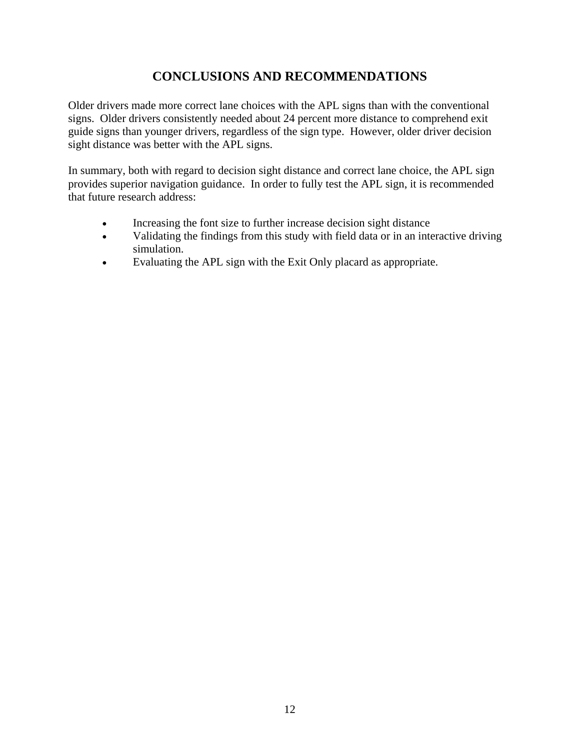# CONCLUSIONS AND RECOMMENDATIONS

Older drivers made more correct lane choices with the APL signs than with the conventional signs. Older drivers consistently needed about 24 percent more distance to comprehend exit guide signs than younger drivers, regardless of the sign type. However, older driver decision sight distance was better with the APL signs.

In summary, both with regard to decision sight distance and correct lane choice, the APL sign provides superior navigation guidance. In order to fully test the APL sign, it is recommended that future research address:

- Increasing the font size to further increase decision sight distance
- Validating the findings from this study with field data or in an interactive driving simulation.
- Evaluating the APL sign with the Exit Only placard as appropriate.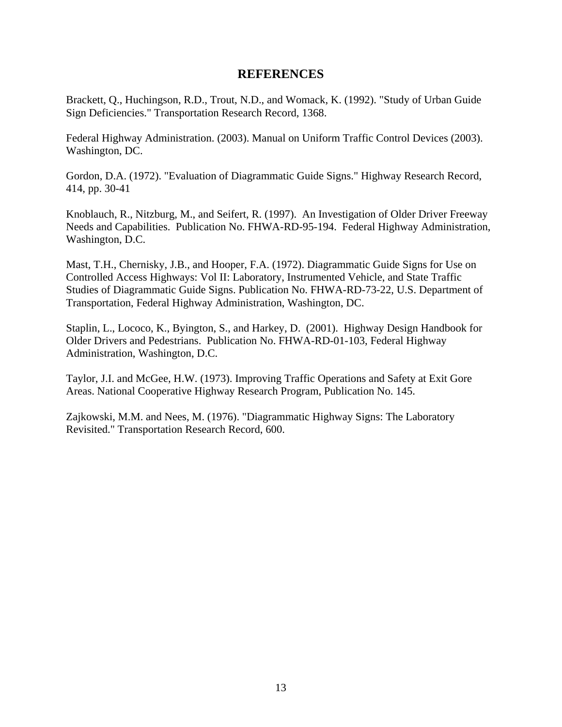# REFERENCES

Brackett, Q., Huchingson, R.D., Trout, N.D., and Womack, K. (1992). "Study of Urban Guide Sign Deficiencies." Transportation Research Record, 1368.

Federal Highway Administration. (2003). Manual on Uniform Traffic Control Devices (2003). Washington, DC.

Gordon, D.A. (1972). "Evaluation of Diagrammatic Guide Signs." Highway Research Record, 414, pp. 30-41

Knoblauch, R., Nitzburg, M., and Seifert, R. (1997). An Investigation of Older Driver Freeway Needs and Capabilities. Publication No. FHWA-RD-95-194. Federal Highway Administration, Washington, D.C.

Mast, T.H., Chernisky, J.B., and Hooper, F.A. (1972). Diagrammatic Guide Signs for Use on Controlled Access Highways: Vol II: Laboratory, Instrumented Vehicle, and State Traffic Studies of Diagrammatic Guide Signs. Publication No. FHWA-RD-73-22, U.S. Department of Transportation, Federal Highway Administration, Washington, DC.

Staplin, L., Lococo, K., Byington, S., and Harkey, D. (2001). Highway Design Handbook for Older Drivers and Pedestrians. Publication No. FHWA-RD-01-103, Federal Highway Administration, Washington, D.C.

Taylor, J.I. and McGee, H.W. (1973). Improving Traffic Operations and Safety at Exit Gore Areas. National Cooperative Highway Research Program, Publication No. 145.

Zajkowski, M.M. and Nees, M. (1976). "Diagrammatic Highway Signs: The Laboratory Revisited." Transportation Research Record, 600.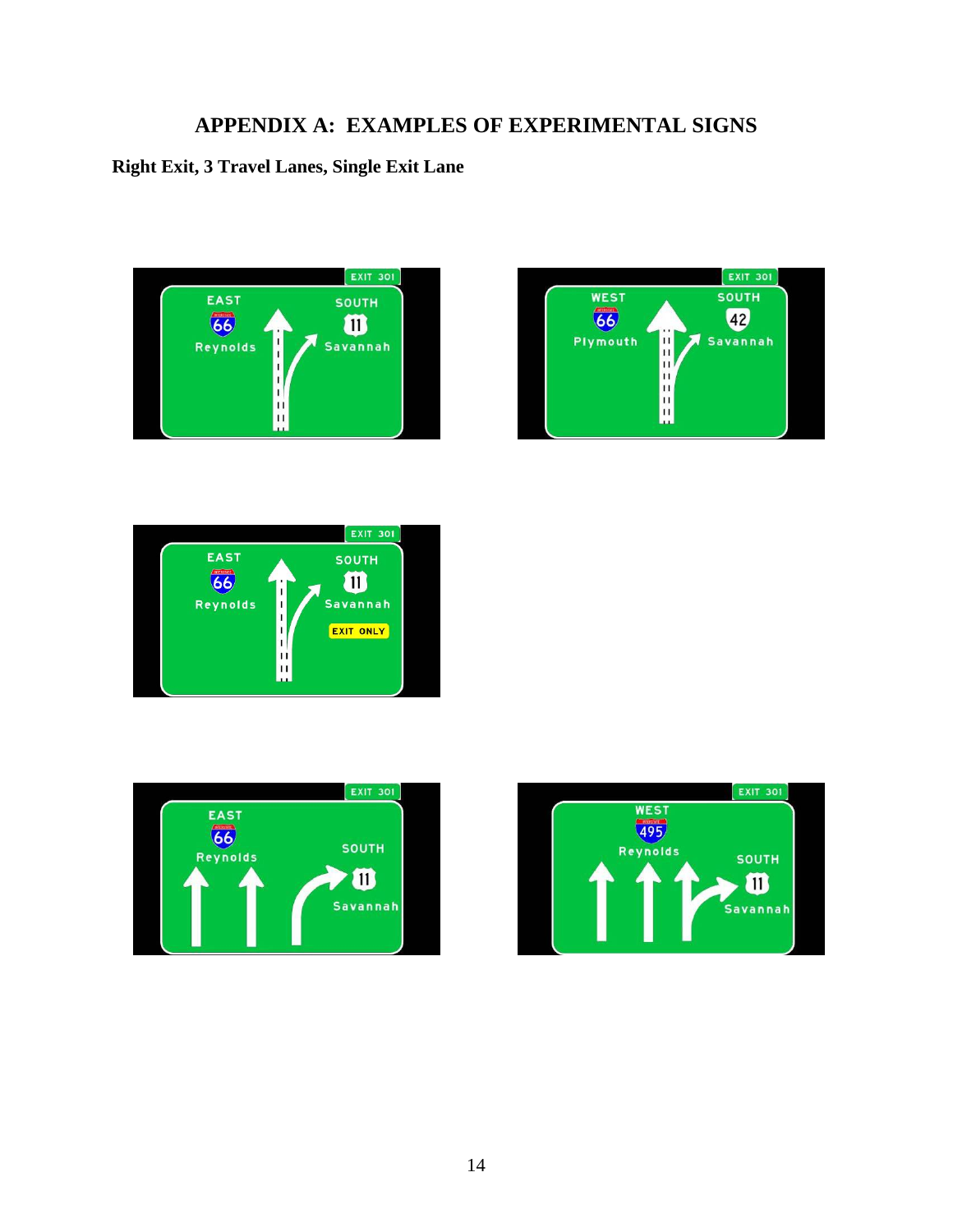# APPENDIX A: EXAMPLES OF EXPERIMENTAL SIGNS

## Right Exit, 3 Travel Lanes, Single Exit Lane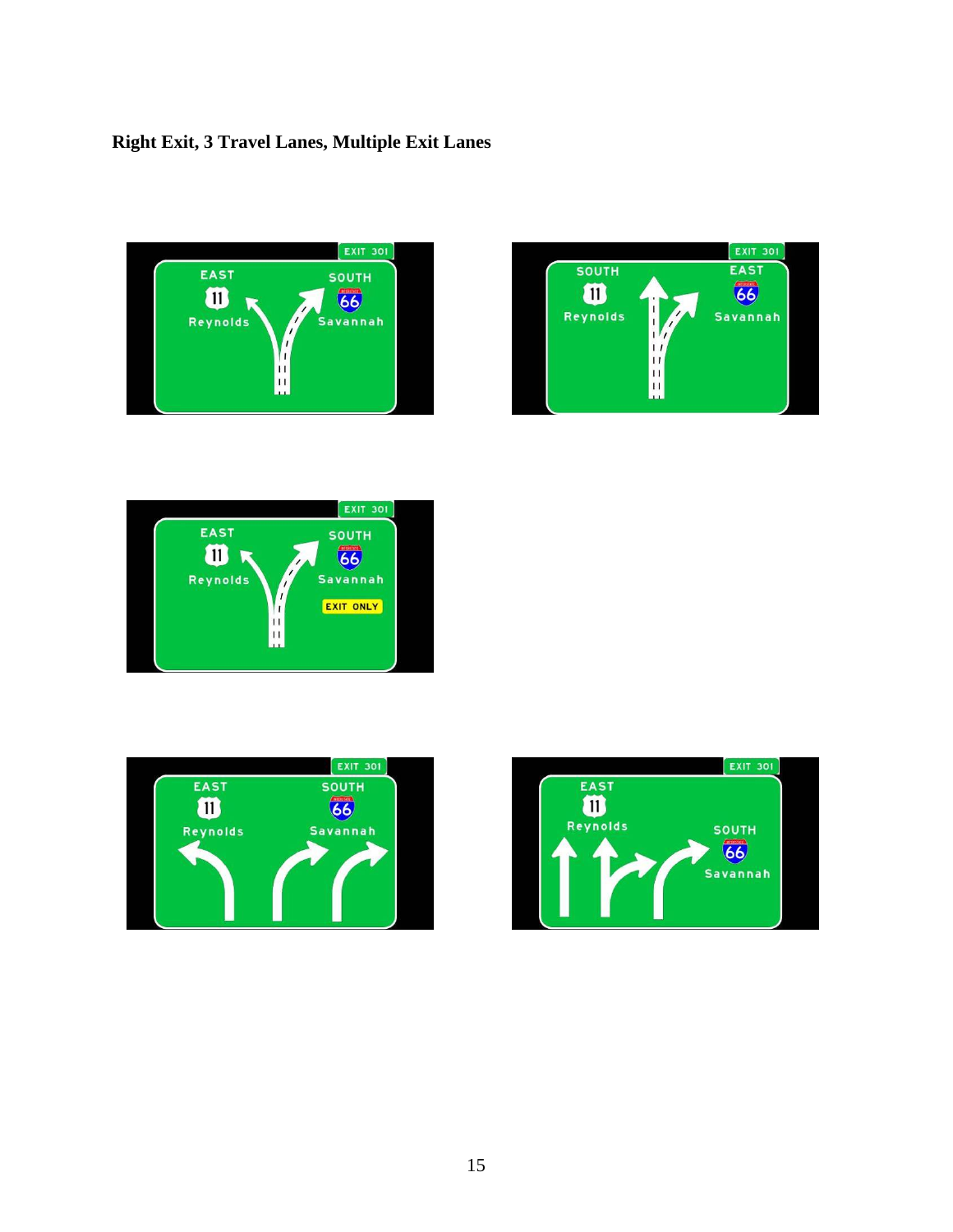**Right Exit, 3 Travel Lanes, Multiple Exit Lanes**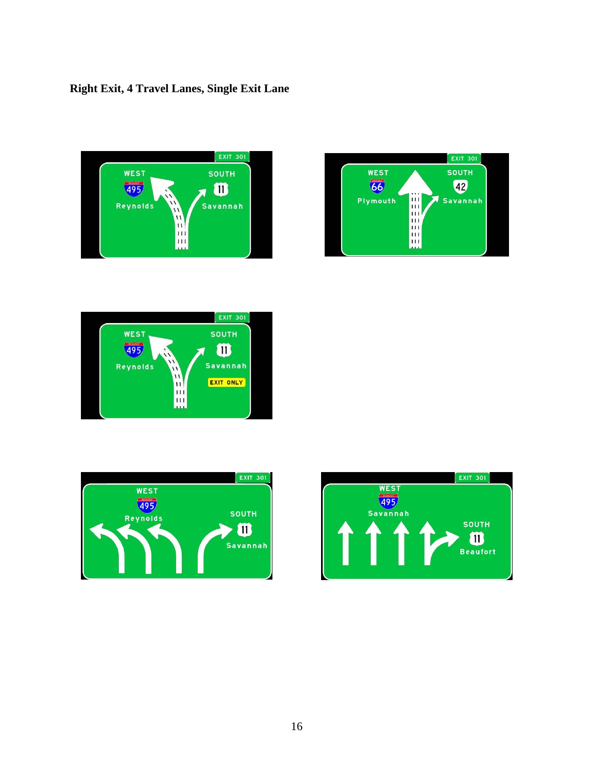**Right Exit, 4 Travel Lanes, Single Exit Lane**

EXIT 301

WEST

495

Reynolds

SOUTH

11

Savannah

EXIT 301

WEST

66

Plymouth

SOUTH

42

Savannah

EXIT 301

WEST

495

Reynolds

SOUTH

11

Savannah

EXIT ONLY

EXIT 301

WEST

495

Reynolds

SOUTH

11

Savannah

EXIT 301

WEST

495

Savannah

SOUTH

11

Beaufort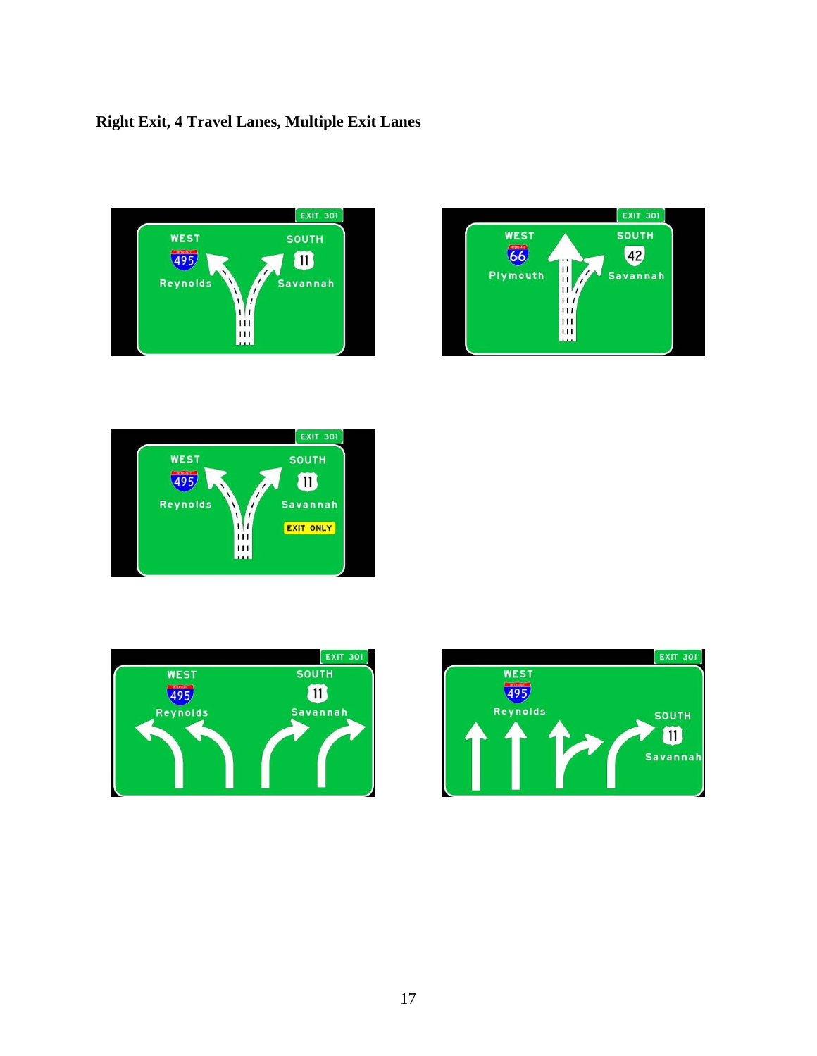**Right Exit, 4 Travel Lanes, Multiple Exit Lanes**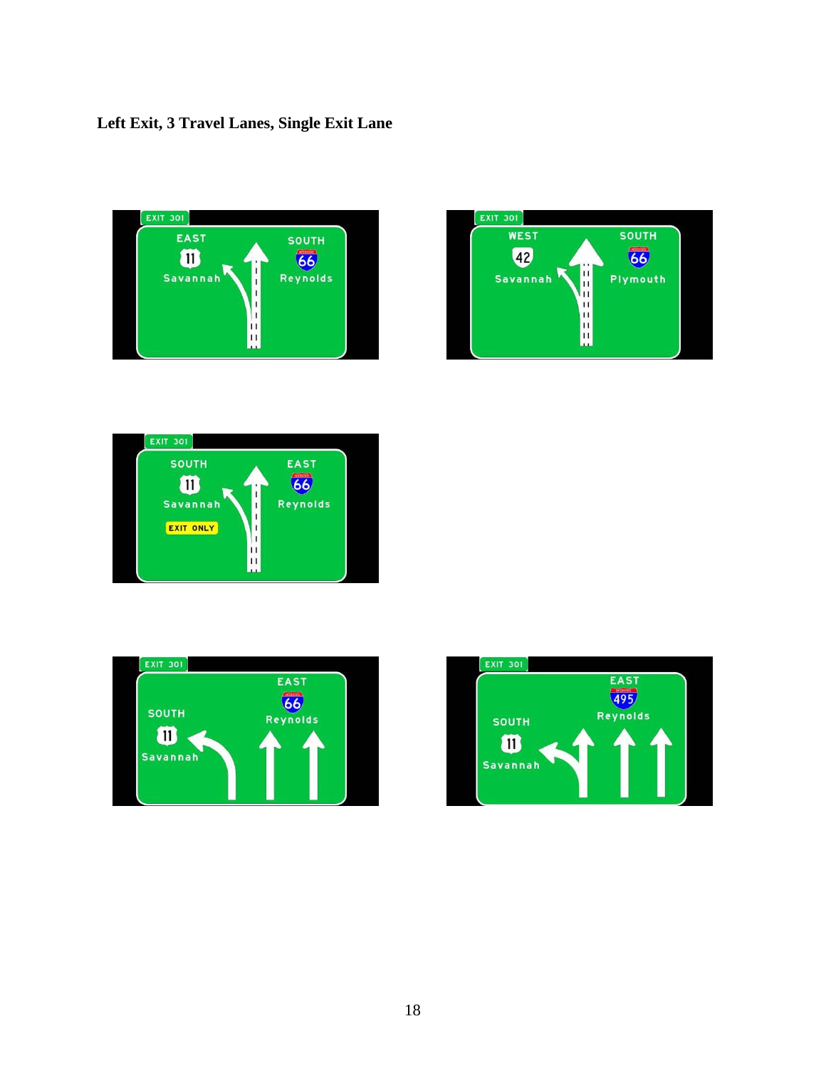**Left Exit, 3 Travel Lanes, Single Exit Lane**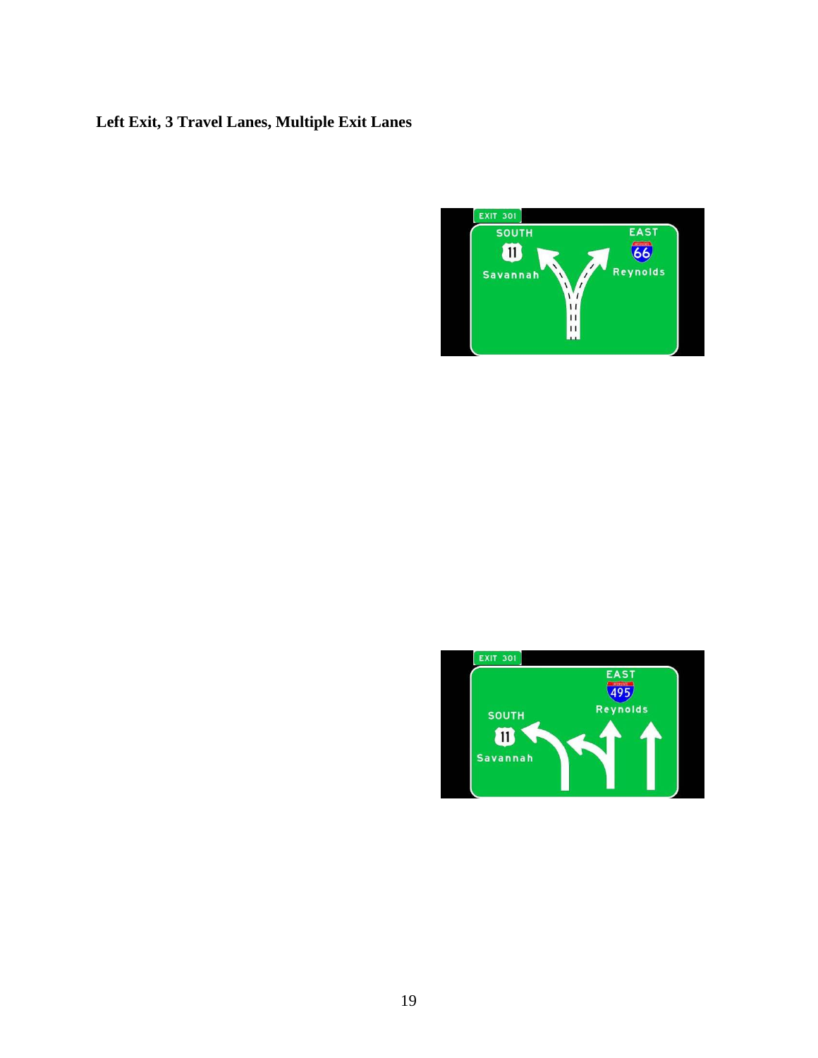**Left Exit, 3 Travel Lanes, Multiple Exit Lanes**

EXIT 301

SOUTH
11
Savannah

EAST
66
Reynolds

EXIT 301

EAST
495
Reynolds

SOUTH
11
Savannah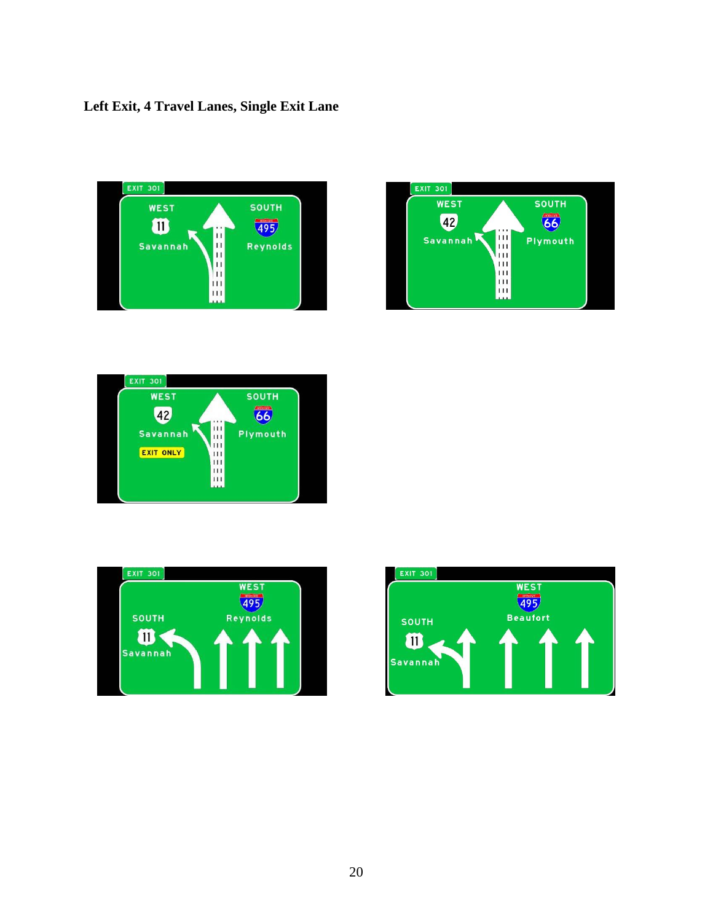**Left Exit, 4 Travel Lanes, Single Exit Lane**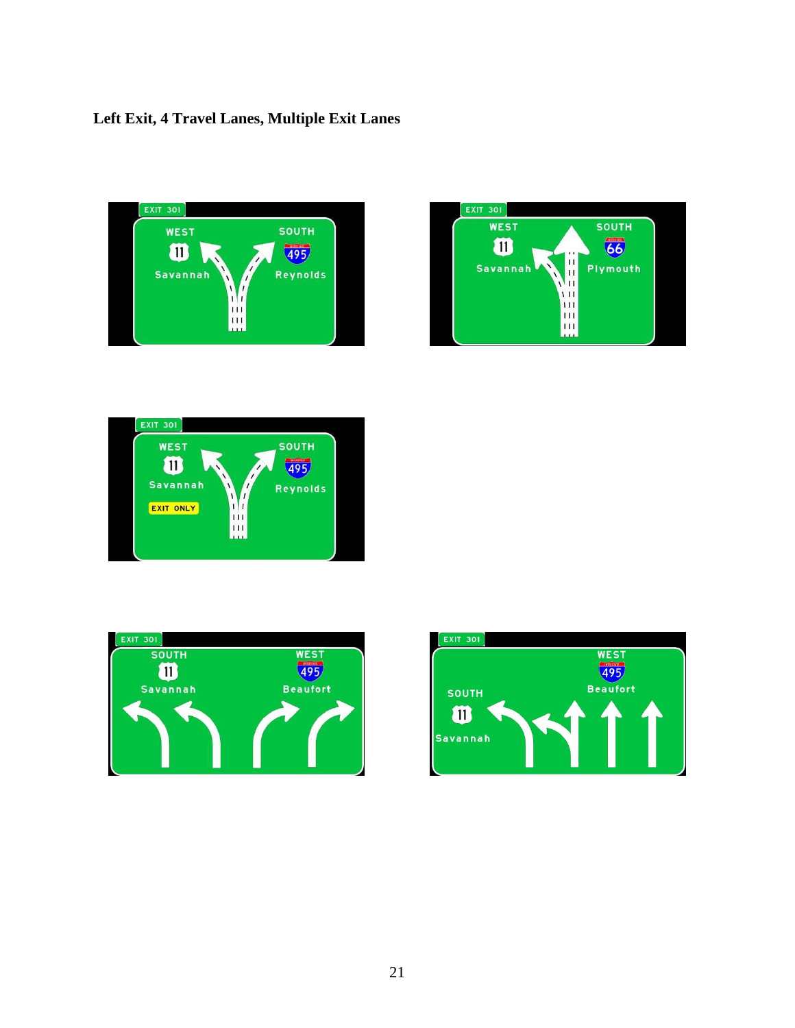**Left Exit, 4 Travel Lanes, Multiple Exit Lanes**

EXIT 301
WEST
11
Savannah
SOUTH
495
Reynolds

EXIT 301
WEST
11
Savannah
SOUTH
66
Plymouth

EXIT 301
WEST
11
Savannah
EXIT ONLY
SOUTH
495
Reynolds

EXIT 301
SOUTH
11
Savannah
WEST
495
Beaufort

EXIT 301
SOUTH
11
Savannah
WEST
495
Beaufort